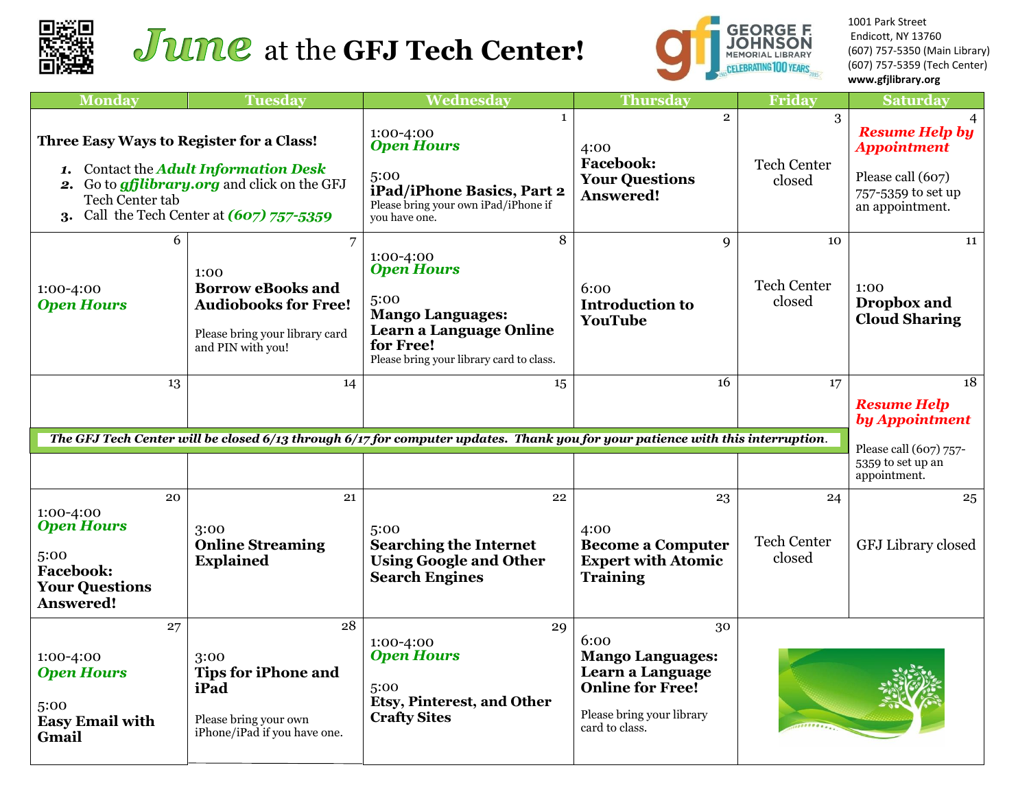# *June* at the **GFJ Tech Center!**

George F. Johnson Memorial Library — Celebrating 100 Years

1001 Park Street
Endicott, NY 13760
(607) 757-5350 (Main Library)
(607) 757-5359 (Tech Center)
**www.gfjlibrary.org**

| Monday | Tuesday | Wednesday | Thursday | Friday | Saturday |
|---|---|---|---|---|---|
| **Three Easy Ways to Register for a Class!** 1. Contact the ***Adult Information Desk*** 2. Go to ***gfjlibrary.org*** and click on the GFJ Tech Center tab 3. Call the Tech Center at ***(607) 757-5359*** | | 1<br>1:00-4:00 ***Open Hours***<br>5:00 **iPad/iPhone Basics, Part 2** Please bring your own iPad/iPhone if you have one. | 2<br>4:00 **Facebook: Your Questions Answered!** | 3<br>Tech Center closed | 4<br>***Resume Help by Appointment*** Please call (607) 757-5359 to set up an appointment. |
| 6<br>1:00-4:00 ***Open Hours*** | 7<br>1:00 **Borrow eBooks and Audiobooks for Free!** Please bring your library card and PIN with you! | 8<br>1:00-4:00 ***Open Hours***<br>5:00 **Mango Languages: Learn a Language Online for Free!** Please bring your library card to class. | 9<br>6:00 **Introduction to YouTube** | 10<br>Tech Center closed | 11<br>1:00 **Dropbox and Cloud Sharing** |
| 13 | 14 | 15 | 16 | 17 | 18<br>***Resume Help by Appointment*** Please call (607) 757-5359 to set up an appointment. |
| ***The GFJ Tech Center will be closed 6/13 through 6/17 for computer updates. Thank you for your patience with this interruption.*** | | | | | |
| 20<br>1:00-4:00 ***Open Hours***<br>5:00 **Facebook: Your Questions Answered!** | 21<br>3:00 **Online Streaming Explained** | 22<br>5:00 **Searching the Internet Using Google and Other Search Engines** | 23<br>4:00 **Become a Computer Expert with Atomic Training** | 24<br>Tech Center closed | 25<br>GFJ Library closed |
| 27<br>1:00-4:00 ***Open Hours***<br>5:00 **Easy Email with Gmail** | 28<br>3:00 **Tips for iPhone and iPad** Please bring your own iPhone/iPad if you have one. | 29<br>1:00-4:00 ***Open Hours***<br>5:00 **Etsy, Pinterest, and Other Crafty Sites** | 30<br>6:00 **Mango Languages: Learn a Language Online for Free!** Please bring your library card to class. | | |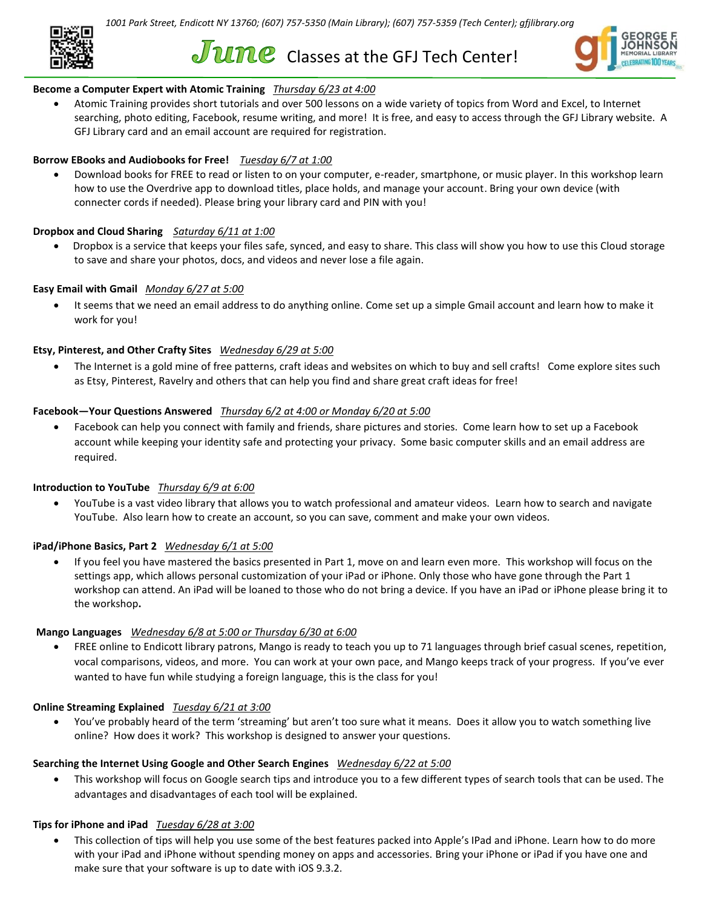1001 Park Street, Endicott NY 13760; (607) 757-5350 (Main Library); (607) 757-5359 (Tech Center); gfjlibrary.org

# *June* Classes at the GFJ Tech Center!

**Become a Computer Expert with Atomic Training** *Thursday 6/23 at 4:00*

- Atomic Training provides short tutorials and over 500 lessons on a wide variety of topics from Word and Excel, to Internet searching, photo editing, Facebook, resume writing, and more! It is free, and easy to access through the GFJ Library website. A GFJ Library card and an email account are required for registration.

**Borrow EBooks and Audiobooks for Free!** *Tuesday 6/7 at 1:00*

- Download books for FREE to read or listen to on your computer, e-reader, smartphone, or music player. In this workshop learn how to use the Overdrive app to download titles, place holds, and manage your account. Bring your own device (with connecter cords if needed). Please bring your library card and PIN with you!

**Dropbox and Cloud Sharing** *Saturday 6/11 at 1:00*

- Dropbox is a service that keeps your files safe, synced, and easy to share. This class will show you how to use this Cloud storage to save and share your photos, docs, and videos and never lose a file again.

**Easy Email with Gmail** *Monday 6/27 at 5:00*

- It seems that we need an email address to do anything online. Come set up a simple Gmail account and learn how to make it work for you!

**Etsy, Pinterest, and Other Crafty Sites** *Wednesday 6/29 at 5:00*

- The Internet is a gold mine of free patterns, craft ideas and websites on which to buy and sell crafts! Come explore sites such as Etsy, Pinterest, Ravelry and others that can help you find and share great craft ideas for free!

**Facebook—Your Questions Answered** *Thursday 6/2 at 4:00 or Monday 6/20 at 5:00*

- Facebook can help you connect with family and friends, share pictures and stories. Come learn how to set up a Facebook account while keeping your identity safe and protecting your privacy. Some basic computer skills and an email address are required.

**Introduction to YouTube** *Thursday 6/9 at 6:00*

- YouTube is a vast video library that allows you to watch professional and amateur videos. Learn how to search and navigate YouTube. Also learn how to create an account, so you can save, comment and make your own videos.

**iPad/iPhone Basics, Part 2** *Wednesday 6/1 at 5:00*

- If you feel you have mastered the basics presented in Part 1, move on and learn even more. This workshop will focus on the settings app, which allows personal customization of your iPad or iPhone. Only those who have gone through the Part 1 workshop can attend. An iPad will be loaned to those who do not bring a device. If you have an iPad or iPhone please bring it to the workshop.

**Mango Languages** *Wednesday 6/8 at 5:00 or Thursday 6/30 at 6:00*

- FREE online to Endicott library patrons, Mango is ready to teach you up to 71 languages through brief casual scenes, repetition, vocal comparisons, videos, and more. You can work at your own pace, and Mango keeps track of your progress. If you've ever wanted to have fun while studying a foreign language, this is the class for you!

**Online Streaming Explained** *Tuesday 6/21 at 3:00*

- You've probably heard of the term 'streaming' but aren't too sure what it means. Does it allow you to watch something live online? How does it work? This workshop is designed to answer your questions.

**Searching the Internet Using Google and Other Search Engines** *Wednesday 6/22 at 5:00*

- This workshop will focus on Google search tips and introduce you to a few different types of search tools that can be used. The advantages and disadvantages of each tool will be explained.

**Tips for iPhone and iPad** *Tuesday 6/28 at 3:00*

- This collection of tips will help you use some of the best features packed into Apple's IPad and iPhone. Learn how to do more with your iPad and iPhone without spending money on apps and accessories. Bring your iPhone or iPad if you have one and make sure that your software is up to date with iOS 9.3.2.